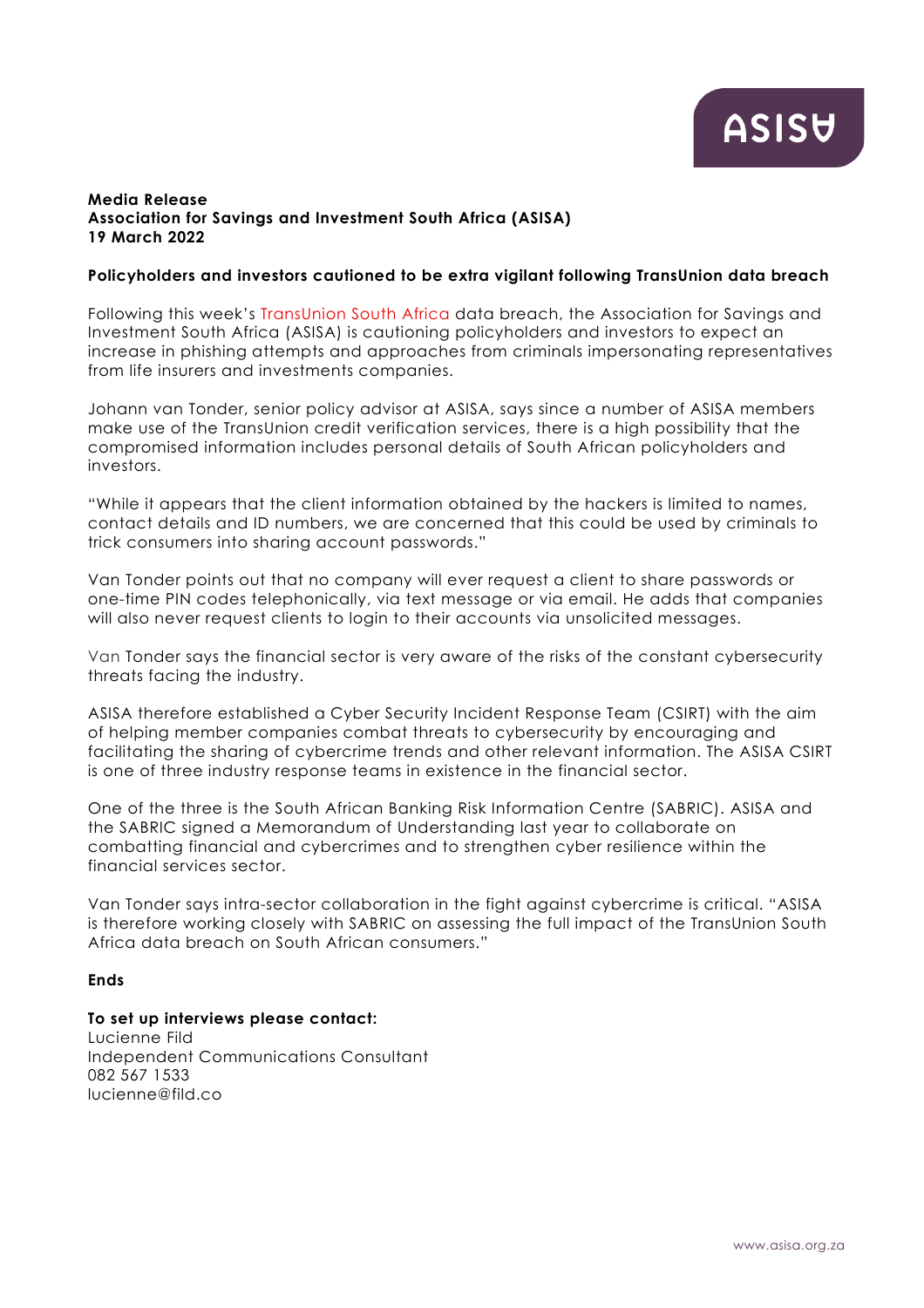**Media Release**
**Association for Savings and Investment South Africa (ASISA)**
**19 March 2022**

**Policyholders and investors cautioned to be extra vigilant following TransUnion data breach**

Following this week's TransUnion South Africa data breach, the Association for Savings and Investment South Africa (ASISA) is cautioning policyholders and investors to expect an increase in phishing attempts and approaches from criminals impersonating representatives from life insurers and investments companies.

Johann van Tonder, senior policy advisor at ASISA, says since a number of ASISA members make use of the TransUnion credit verification services, there is a high possibility that the compromised information includes personal details of South African policyholders and investors.

"While it appears that the client information obtained by the hackers is limited to names, contact details and ID numbers, we are concerned that this could be used by criminals to trick consumers into sharing account passwords."

Van Tonder points out that no company will ever request a client to share passwords or one-time PIN codes telephonically, via text message or via email. He adds that companies will also never request clients to login to their accounts via unsolicited messages.

Van Tonder says the financial sector is very aware of the risks of the constant cybersecurity threats facing the industry.

ASISA therefore established a Cyber Security Incident Response Team (CSIRT) with the aim of helping member companies combat threats to cybersecurity by encouraging and facilitating the sharing of cybercrime trends and other relevant information. The ASISA CSIRT is one of three industry response teams in existence in the financial sector.

One of the three is the South African Banking Risk Information Centre (SABRIC). ASISA and the SABRIC signed a Memorandum of Understanding last year to collaborate on combatting financial and cybercrimes and to strengthen cyber resilience within the financial services sector.

Van Tonder says intra-sector collaboration in the fight against cybercrime is critical. "ASISA is therefore working closely with SABRIC on assessing the full impact of the TransUnion South Africa data breach on South African consumers."

**Ends**

**To set up interviews please contact:**
Lucienne Fild
Independent Communications Consultant
082 567 1533
lucienne@fild.co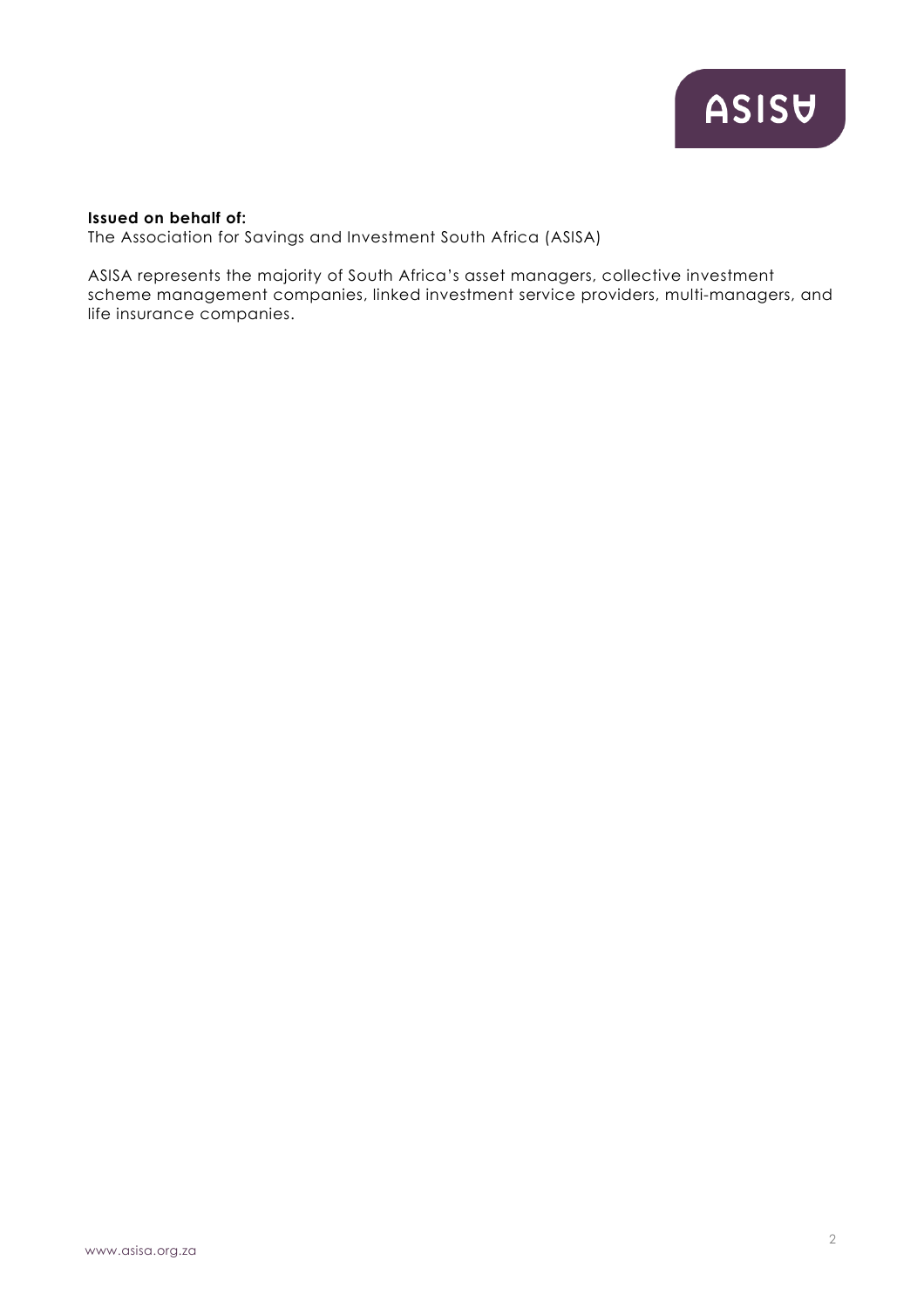**Issued on behalf of:**
The Association for Savings and Investment South Africa (ASISA)

ASISA represents the majority of South Africa's asset managers, collective investment scheme management companies, linked investment service providers, multi-managers, and life insurance companies.